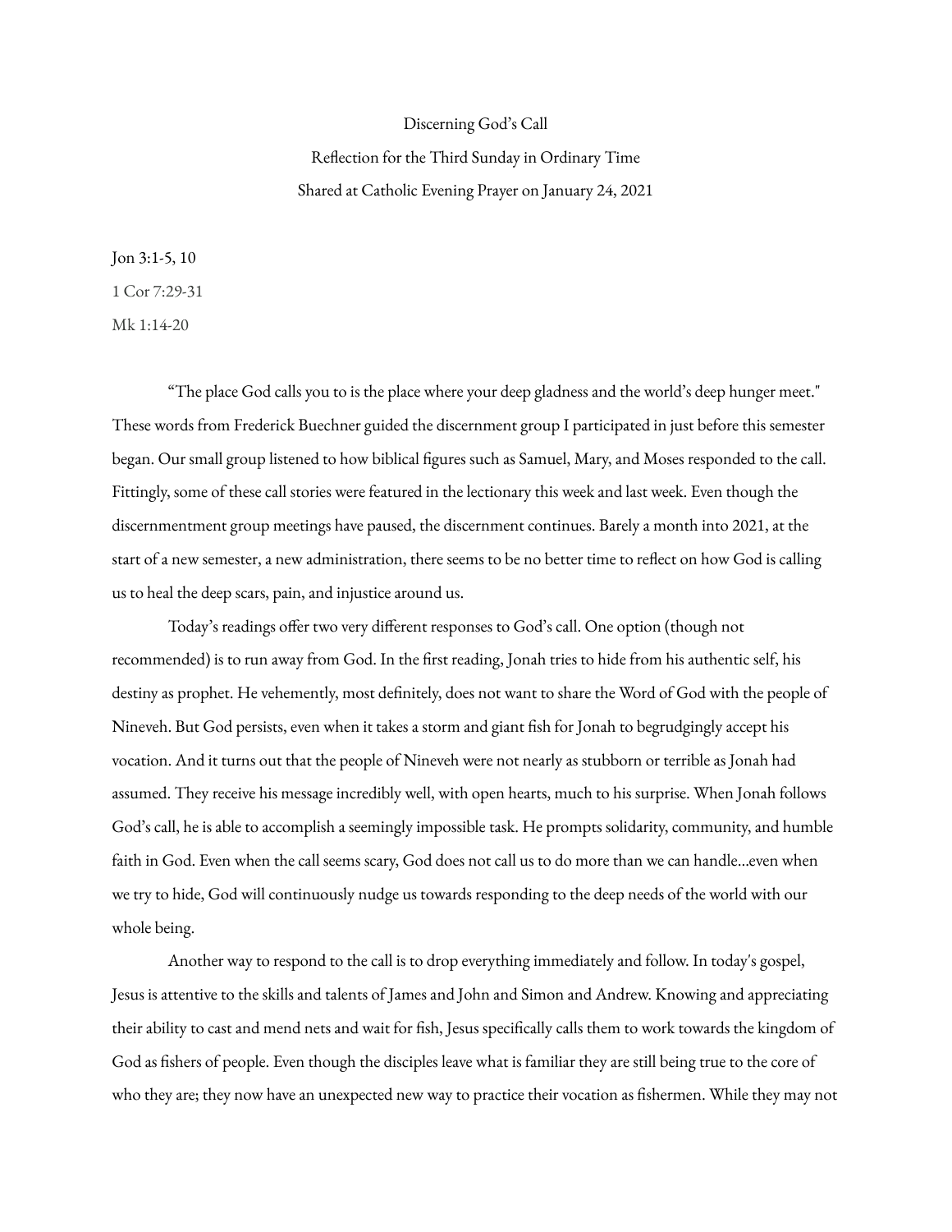# Discerning God's Call

Reflection for the Third Sunday in Ordinary Time

Shared at Catholic Evening Prayer on January 24, 2021

Jon 3:1-5, 10

1 Cor 7:29-31

Mk 1:14-20

"The place God calls you to is the place where your deep gladness and the world's deep hunger meet." These words from Frederick Buechner guided the discernment group I participated in just before this semester began. Our small group listened to how biblical figures such as Samuel, Mary, and Moses responded to the call. Fittingly, some of these call stories were featured in the lectionary this week and last week. Even though the discernmentment group meetings have paused, the discernment continues. Barely a month into 2021, at the start of a new semester, a new administration, there seems to be no better time to reflect on how God is calling us to heal the deep scars, pain, and injustice around us.

Today's readings offer two very different responses to God's call. One option (though not recommended) is to run away from God. In the first reading, Jonah tries to hide from his authentic self, his destiny as prophet. He vehemently, most definitely, does not want to share the Word of God with the people of Nineveh. But God persists, even when it takes a storm and giant fish for Jonah to begrudgingly accept his vocation. And it turns out that the people of Nineveh were not nearly as stubborn or terrible as Jonah had assumed. They receive his message incredibly well, with open hearts, much to his surprise. When Jonah follows God's call, he is able to accomplish a seemingly impossible task. He prompts solidarity, community, and humble faith in God. Even when the call seems scary, God does not call us to do more than we can handle...even when we try to hide, God will continuously nudge us towards responding to the deep needs of the world with our whole being.

Another way to respond to the call is to drop everything immediately and follow. In today's gospel, Jesus is attentive to the skills and talents of James and John and Simon and Andrew. Knowing and appreciating their ability to cast and mend nets and wait for fish, Jesus specifically calls them to work towards the kingdom of God as fishers of people. Even though the disciples leave what is familiar they are still being true to the core of who they are; they now have an unexpected new way to practice their vocation as fishermen. While they may not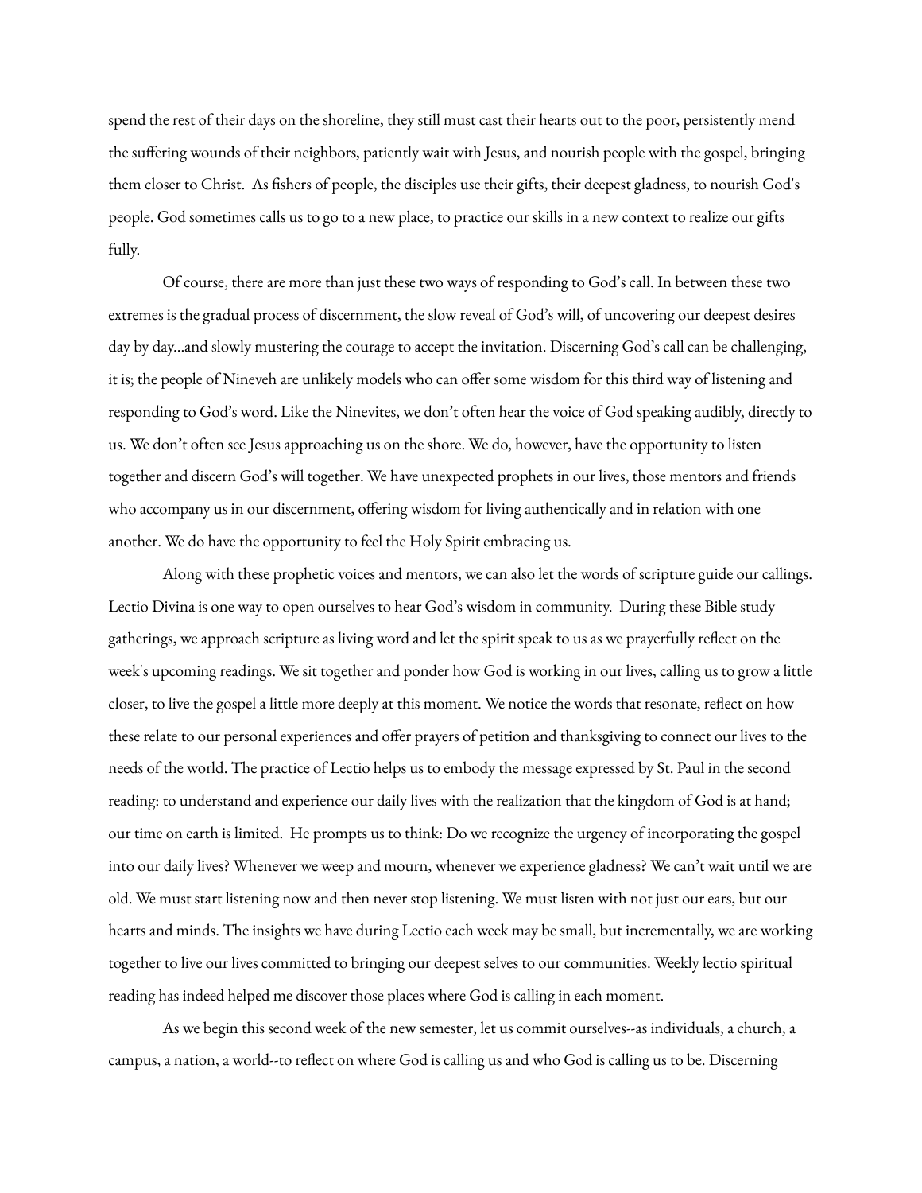spend the rest of their days on the shoreline, they still must cast their hearts out to the poor, persistently mend the suffering wounds of their neighbors, patiently wait with Jesus, and nourish people with the gospel, bringing them closer to Christ. As fishers of people, the disciples use their gifts, their deepest gladness, to nourish God's people. God sometimes calls us to go to a new place, to practice our skills in a new context to realize our gifts fully.

Of course, there are more than just these two ways of responding to God's call. In between these two extremes is the gradual process of discernment, the slow reveal of God's will, of uncovering our deepest desires day by day...and slowly mustering the courage to accept the invitation. Discerning God's call can be challenging, it is; the people of Nineveh are unlikely models who can offer some wisdom for this third way of listening and responding to God's word. Like the Ninevites, we don't often hear the voice of God speaking audibly, directly to us. We don't often see Jesus approaching us on the shore. We do, however, have the opportunity to listen together and discern God's will together. We have unexpected prophets in our lives, those mentors and friends who accompany us in our discernment, offering wisdom for living authentically and in relation with one another. We do have the opportunity to feel the Holy Spirit embracing us.

Along with these prophetic voices and mentors, we can also let the words of scripture guide our callings. Lectio Divina is one way to open ourselves to hear God's wisdom in community. During these Bible study gatherings, we approach scripture as living word and let the spirit speak to us as we prayerfully reflect on the week's upcoming readings. We sit together and ponder how God is working in our lives, calling us to grow a little closer, to live the gospel a little more deeply at this moment. We notice the words that resonate, reflect on how these relate to our personal experiences and offer prayers of petition and thanksgiving to connect our lives to the needs of the world. The practice of Lectio helps us to embody the message expressed by St. Paul in the second reading: to understand and experience our daily lives with the realization that the kingdom of God is at hand; our time on earth is limited. He prompts us to think: Do we recognize the urgency of incorporating the gospel into our daily lives? Whenever we weep and mourn, whenever we experience gladness? We can't wait until we are old. We must start listening now and then never stop listening. We must listen with not just our ears, but our hearts and minds. The insights we have during Lectio each week may be small, but incrementally, we are working together to live our lives committed to bringing our deepest selves to our communities. Weekly lectio spiritual reading has indeed helped me discover those places where God is calling in each moment.

As we begin this second week of the new semester, let us commit ourselves--as individuals, a church, a campus, a nation, a world--to reflect on where God is calling us and who God is calling us to be. Discerning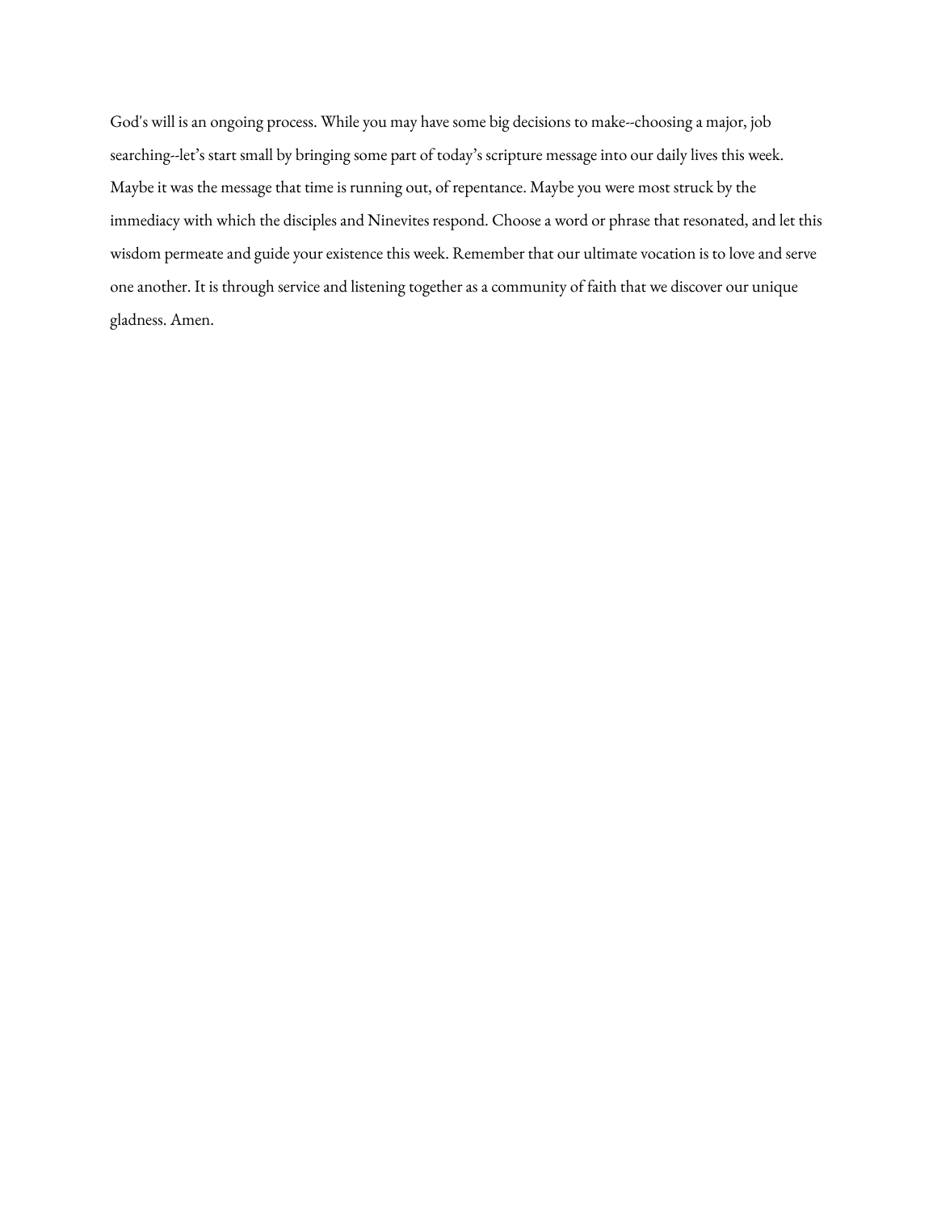God's will is an ongoing process. While you may have some big decisions to make--choosing a major, job searching--let's start small by bringing some part of today's scripture message into our daily lives this week. Maybe it was the message that time is running out, of repentance. Maybe you were most struck by the immediacy with which the disciples and Ninevites respond. Choose a word or phrase that resonated, and let this wisdom permeate and guide your existence this week. Remember that our ultimate vocation is to love and serve one another. It is through service and listening together as a community of faith that we discover our unique gladness. Amen.